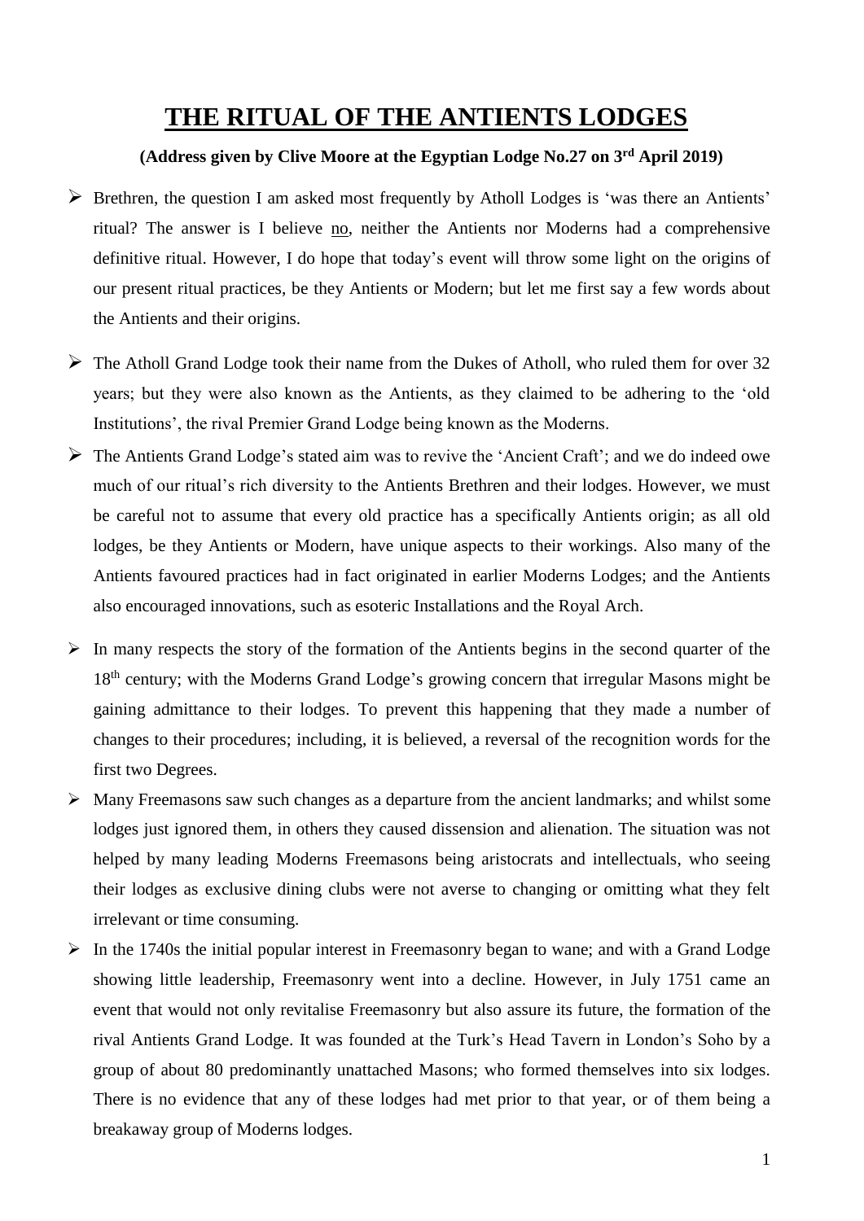# THE RITUAL OF THE ANTIENTS LODGES

**(Address given by Clive Moore at the Egyptian Lodge No.27 on 3rd April 2019)**

- Brethren, the question I am asked most frequently by Atholl Lodges is 'was there an Antients' ritual? The answer is I believe no, neither the Antients nor Moderns had a comprehensive definitive ritual. However, I do hope that today's event will throw some light on the origins of our present ritual practices, be they Antients or Modern; but let me first say a few words about the Antients and their origins.

- The Atholl Grand Lodge took their name from the Dukes of Atholl, who ruled them for over 32 years; but they were also known as the Antients, as they claimed to be adhering to the 'old Institutions', the rival Premier Grand Lodge being known as the Moderns.

- The Antients Grand Lodge's stated aim was to revive the 'Ancient Craft'; and we do indeed owe much of our ritual's rich diversity to the Antients Brethren and their lodges. However, we must be careful not to assume that every old practice has a specifically Antients origin; as all old lodges, be they Antients or Modern, have unique aspects to their workings. Also many of the Antients favoured practices had in fact originated in earlier Moderns Lodges; and the Antients also encouraged innovations, such as esoteric Installations and the Royal Arch.

- In many respects the story of the formation of the Antients begins in the second quarter of the 18th century; with the Moderns Grand Lodge's growing concern that irregular Masons might be gaining admittance to their lodges. To prevent this happening that they made a number of changes to their procedures; including, it is believed, a reversal of the recognition words for the first two Degrees.

- Many Freemasons saw such changes as a departure from the ancient landmarks; and whilst some lodges just ignored them, in others they caused dissension and alienation. The situation was not helped by many leading Moderns Freemasons being aristocrats and intellectuals, who seeing their lodges as exclusive dining clubs were not averse to changing or omitting what they felt irrelevant or time consuming.

- In the 1740s the initial popular interest in Freemasonry began to wane; and with a Grand Lodge showing little leadership, Freemasonry went into a decline. However, in July 1751 came an event that would not only revitalise Freemasonry but also assure its future, the formation of the rival Antients Grand Lodge. It was founded at the Turk's Head Tavern in London's Soho by a group of about 80 predominantly unattached Masons; who formed themselves into six lodges. There is no evidence that any of these lodges had met prior to that year, or of them being a breakaway group of Moderns lodges.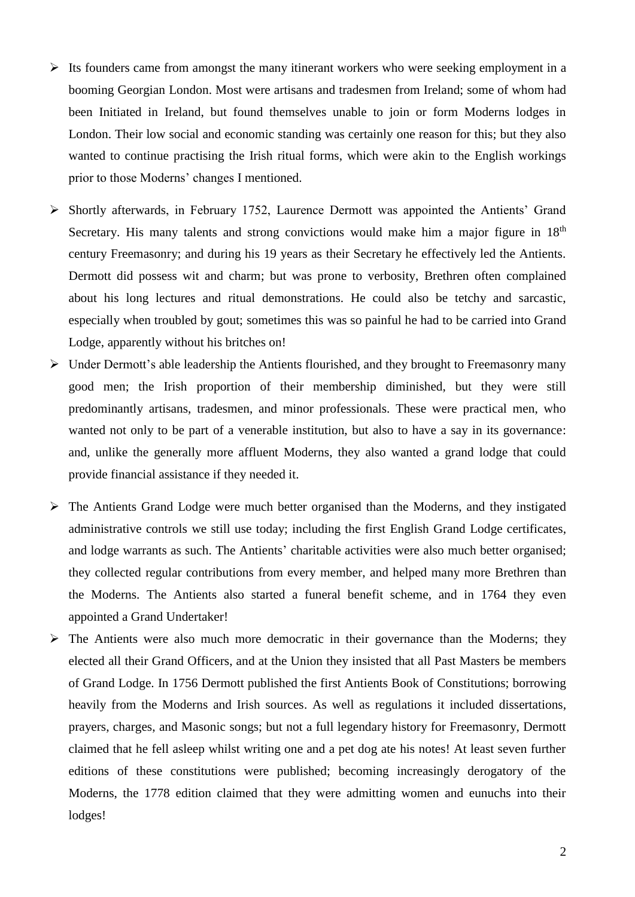- Its founders came from amongst the many itinerant workers who were seeking employment in a booming Georgian London. Most were artisans and tradesmen from Ireland; some of whom had been Initiated in Ireland, but found themselves unable to join or form Moderns lodges in London. Their low social and economic standing was certainly one reason for this; but they also wanted to continue practising the Irish ritual forms, which were akin to the English workings prior to those Moderns' changes I mentioned.

- Shortly afterwards, in February 1752, Laurence Dermott was appointed the Antients' Grand Secretary. His many talents and strong convictions would make him a major figure in 18th century Freemasonry; and during his 19 years as their Secretary he effectively led the Antients. Dermott did possess wit and charm; but was prone to verbosity, Brethren often complained about his long lectures and ritual demonstrations. He could also be tetchy and sarcastic, especially when troubled by gout; sometimes this was so painful he had to be carried into Grand Lodge, apparently without his britches on!

- Under Dermott's able leadership the Antients flourished, and they brought to Freemasonry many good men; the Irish proportion of their membership diminished, but they were still predominantly artisans, tradesmen, and minor professionals. These were practical men, who wanted not only to be part of a venerable institution, but also to have a say in its governance: and, unlike the generally more affluent Moderns, they also wanted a grand lodge that could provide financial assistance if they needed it.

- The Antients Grand Lodge were much better organised than the Moderns, and they instigated administrative controls we still use today; including the first English Grand Lodge certificates, and lodge warrants as such. The Antients' charitable activities were also much better organised; they collected regular contributions from every member, and helped many more Brethren than the Moderns. The Antients also started a funeral benefit scheme, and in 1764 they even appointed a Grand Undertaker!

- The Antients were also much more democratic in their governance than the Moderns; they elected all their Grand Officers, and at the Union they insisted that all Past Masters be members of Grand Lodge. In 1756 Dermott published the first Antients Book of Constitutions; borrowing heavily from the Moderns and Irish sources. As well as regulations it included dissertations, prayers, charges, and Masonic songs; but not a full legendary history for Freemasonry, Dermott claimed that he fell asleep whilst writing one and a pet dog ate his notes! At least seven further editions of these constitutions were published; becoming increasingly derogatory of the Moderns, the 1778 edition claimed that they were admitting women and eunuchs into their lodges!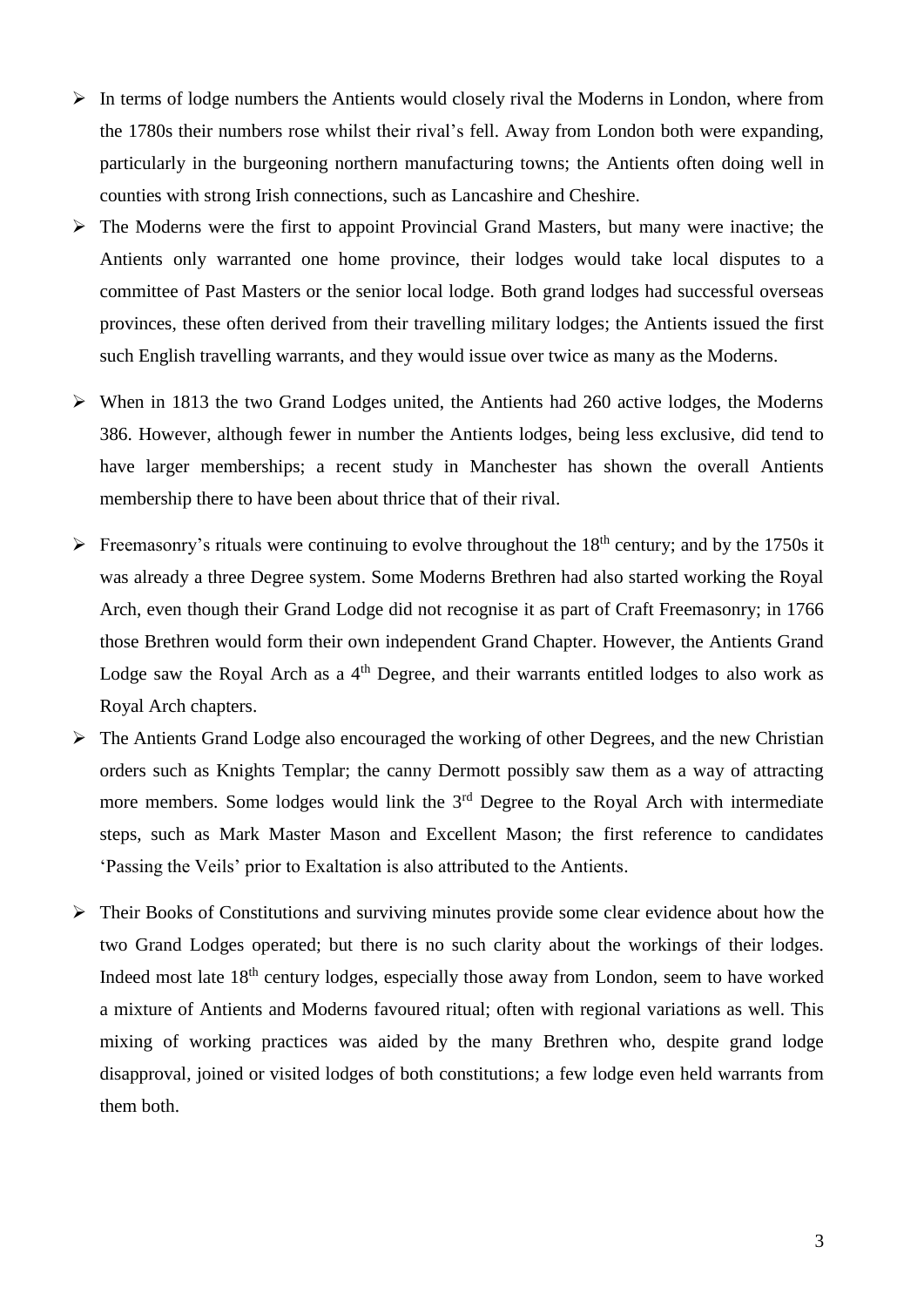- In terms of lodge numbers the Antients would closely rival the Moderns in London, where from the 1780s their numbers rose whilst their rival's fell. Away from London both were expanding, particularly in the burgeoning northern manufacturing towns; the Antients often doing well in counties with strong Irish connections, such as Lancashire and Cheshire.
- The Moderns were the first to appoint Provincial Grand Masters, but many were inactive; the Antients only warranted one home province, their lodges would take local disputes to a committee of Past Masters or the senior local lodge. Both grand lodges had successful overseas provinces, these often derived from their travelling military lodges; the Antients issued the first such English travelling warrants, and they would issue over twice as many as the Moderns.
- When in 1813 the two Grand Lodges united, the Antients had 260 active lodges, the Moderns 386. However, although fewer in number the Antients lodges, being less exclusive, did tend to have larger memberships; a recent study in Manchester has shown the overall Antients membership there to have been about thrice that of their rival.
- Freemasonry's rituals were continuing to evolve throughout the 18th century; and by the 1750s it was already a three Degree system. Some Moderns Brethren had also started working the Royal Arch, even though their Grand Lodge did not recognise it as part of Craft Freemasonry; in 1766 those Brethren would form their own independent Grand Chapter. However, the Antients Grand Lodge saw the Royal Arch as a 4th Degree, and their warrants entitled lodges to also work as Royal Arch chapters.
- The Antients Grand Lodge also encouraged the working of other Degrees, and the new Christian orders such as Knights Templar; the canny Dermott possibly saw them as a way of attracting more members. Some lodges would link the 3rd Degree to the Royal Arch with intermediate steps, such as Mark Master Mason and Excellent Mason; the first reference to candidates 'Passing the Veils' prior to Exaltation is also attributed to the Antients.
- Their Books of Constitutions and surviving minutes provide some clear evidence about how the two Grand Lodges operated; but there is no such clarity about the workings of their lodges. Indeed most late 18th century lodges, especially those away from London, seem to have worked a mixture of Antients and Moderns favoured ritual; often with regional variations as well. This mixing of working practices was aided by the many Brethren who, despite grand lodge disapproval, joined or visited lodges of both constitutions; a few lodge even held warrants from them both.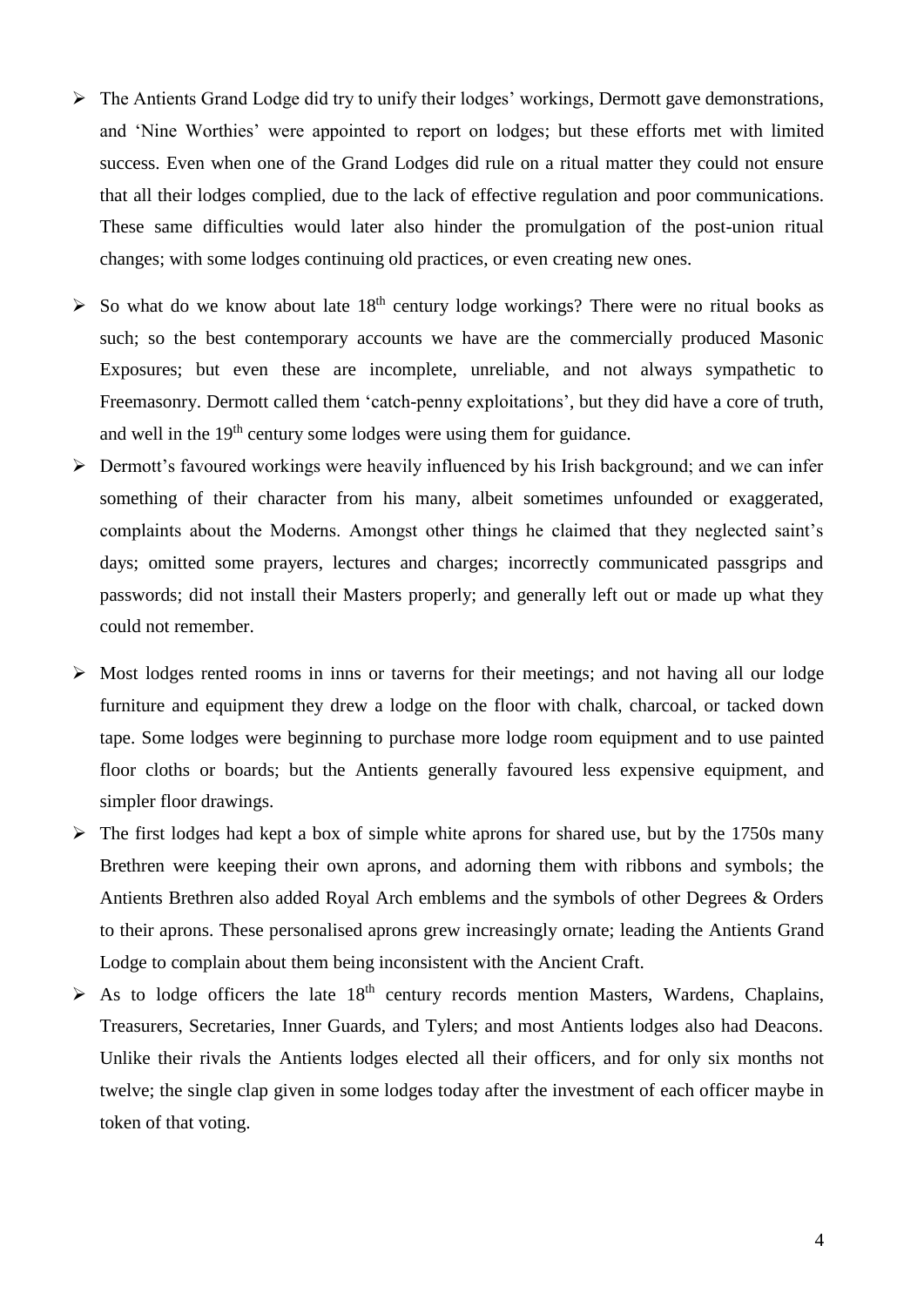- The Antients Grand Lodge did try to unify their lodges' workings, Dermott gave demonstrations, and 'Nine Worthies' were appointed to report on lodges; but these efforts met with limited success. Even when one of the Grand Lodges did rule on a ritual matter they could not ensure that all their lodges complied, due to the lack of effective regulation and poor communications. These same difficulties would later also hinder the promulgation of the post-union ritual changes; with some lodges continuing old practices, or even creating new ones.

- So what do we know about late 18th century lodge workings? There were no ritual books as such; so the best contemporary accounts we have are the commercially produced Masonic Exposures; but even these are incomplete, unreliable, and not always sympathetic to Freemasonry. Dermott called them 'catch-penny exploitations', but they did have a core of truth, and well in the 19th century some lodges were using them for guidance.
- Dermott's favoured workings were heavily influenced by his Irish background; and we can infer something of their character from his many, albeit sometimes unfounded or exaggerated, complaints about the Moderns. Amongst other things he claimed that they neglected saint's days; omitted some prayers, lectures and charges; incorrectly communicated passgrips and passwords; did not install their Masters properly; and generally left out or made up what they could not remember.

- Most lodges rented rooms in inns or taverns for their meetings; and not having all our lodge furniture and equipment they drew a lodge on the floor with chalk, charcoal, or tacked down tape. Some lodges were beginning to purchase more lodge room equipment and to use painted floor cloths or boards; but the Antients generally favoured less expensive equipment, and simpler floor drawings.
- The first lodges had kept a box of simple white aprons for shared use, but by the 1750s many Brethren were keeping their own aprons, and adorning them with ribbons and symbols; the Antients Brethren also added Royal Arch emblems and the symbols of other Degrees & Orders to their aprons. These personalised aprons grew increasingly ornate; leading the Antients Grand Lodge to complain about them being inconsistent with the Ancient Craft.
- As to lodge officers the late 18th century records mention Masters, Wardens, Chaplains, Treasurers, Secretaries, Inner Guards, and Tylers; and most Antients lodges also had Deacons. Unlike their rivals the Antients lodges elected all their officers, and for only six months not twelve; the single clap given in some lodges today after the investment of each officer maybe in token of that voting.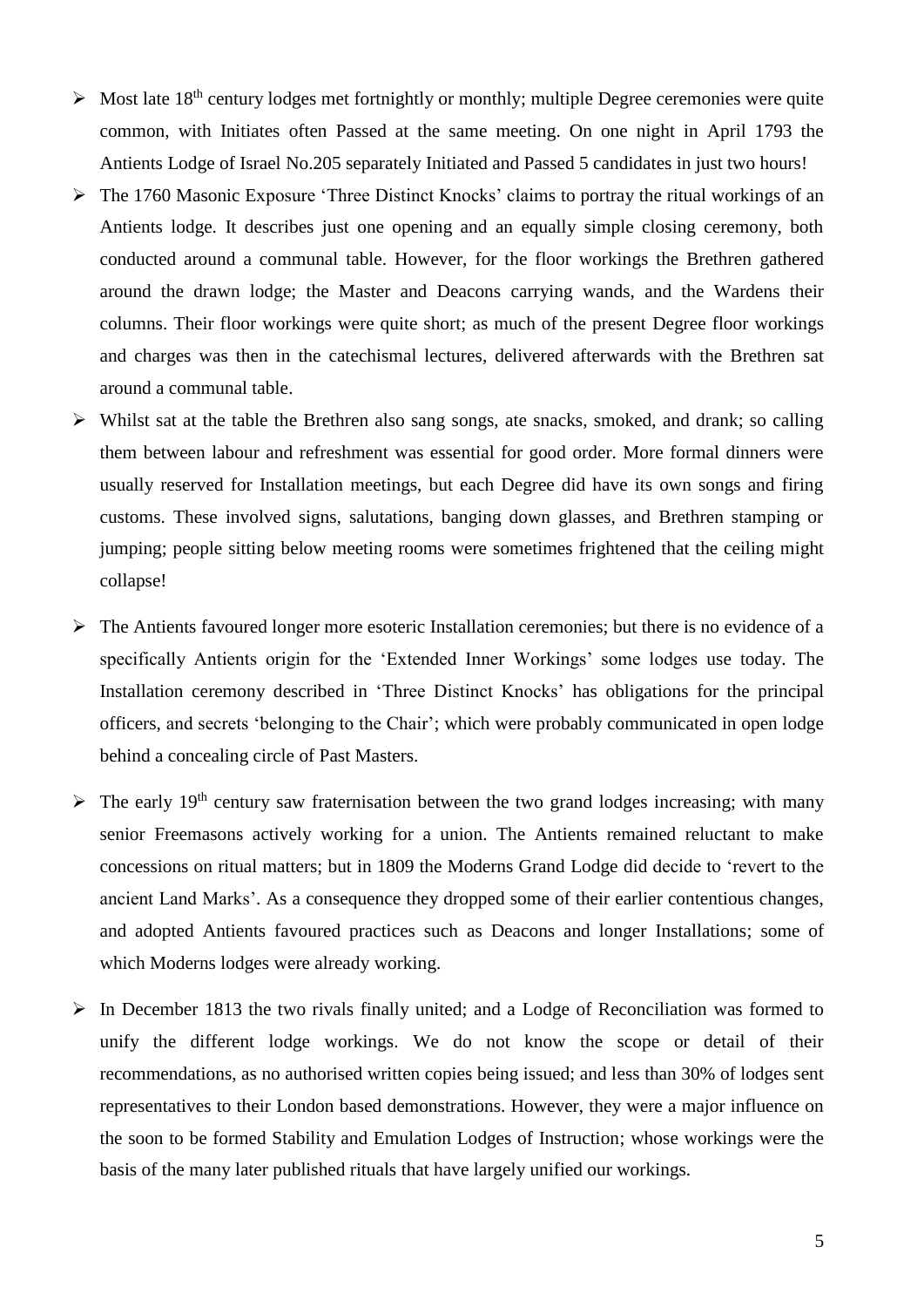- Most late 18th century lodges met fortnightly or monthly; multiple Degree ceremonies were quite common, with Initiates often Passed at the same meeting. On one night in April 1793 the Antients Lodge of Israel No.205 separately Initiated and Passed 5 candidates in just two hours!
- The 1760 Masonic Exposure 'Three Distinct Knocks' claims to portray the ritual workings of an Antients lodge. It describes just one opening and an equally simple closing ceremony, both conducted around a communal table. However, for the floor workings the Brethren gathered around the drawn lodge; the Master and Deacons carrying wands, and the Wardens their columns. Their floor workings were quite short; as much of the present Degree floor workings and charges was then in the catechismal lectures, delivered afterwards with the Brethren sat around a communal table.
- Whilst sat at the table the Brethren also sang songs, ate snacks, smoked, and drank; so calling them between labour and refreshment was essential for good order. More formal dinners were usually reserved for Installation meetings, but each Degree did have its own songs and firing customs. These involved signs, salutations, banging down glasses, and Brethren stamping or jumping; people sitting below meeting rooms were sometimes frightened that the ceiling might collapse!
- The Antients favoured longer more esoteric Installation ceremonies; but there is no evidence of a specifically Antients origin for the 'Extended Inner Workings' some lodges use today. The Installation ceremony described in 'Three Distinct Knocks' has obligations for the principal officers, and secrets 'belonging to the Chair'; which were probably communicated in open lodge behind a concealing circle of Past Masters.
- The early 19th century saw fraternisation between the two grand lodges increasing; with many senior Freemasons actively working for a union. The Antients remained reluctant to make concessions on ritual matters; but in 1809 the Moderns Grand Lodge did decide to 'revert to the ancient Land Marks'. As a consequence they dropped some of their earlier contentious changes, and adopted Antients favoured practices such as Deacons and longer Installations; some of which Moderns lodges were already working.
- In December 1813 the two rivals finally united; and a Lodge of Reconciliation was formed to unify the different lodge workings. We do not know the scope or detail of their recommendations, as no authorised written copies being issued; and less than 30% of lodges sent representatives to their London based demonstrations. However, they were a major influence on the soon to be formed Stability and Emulation Lodges of Instruction; whose workings were the basis of the many later published rituals that have largely unified our workings.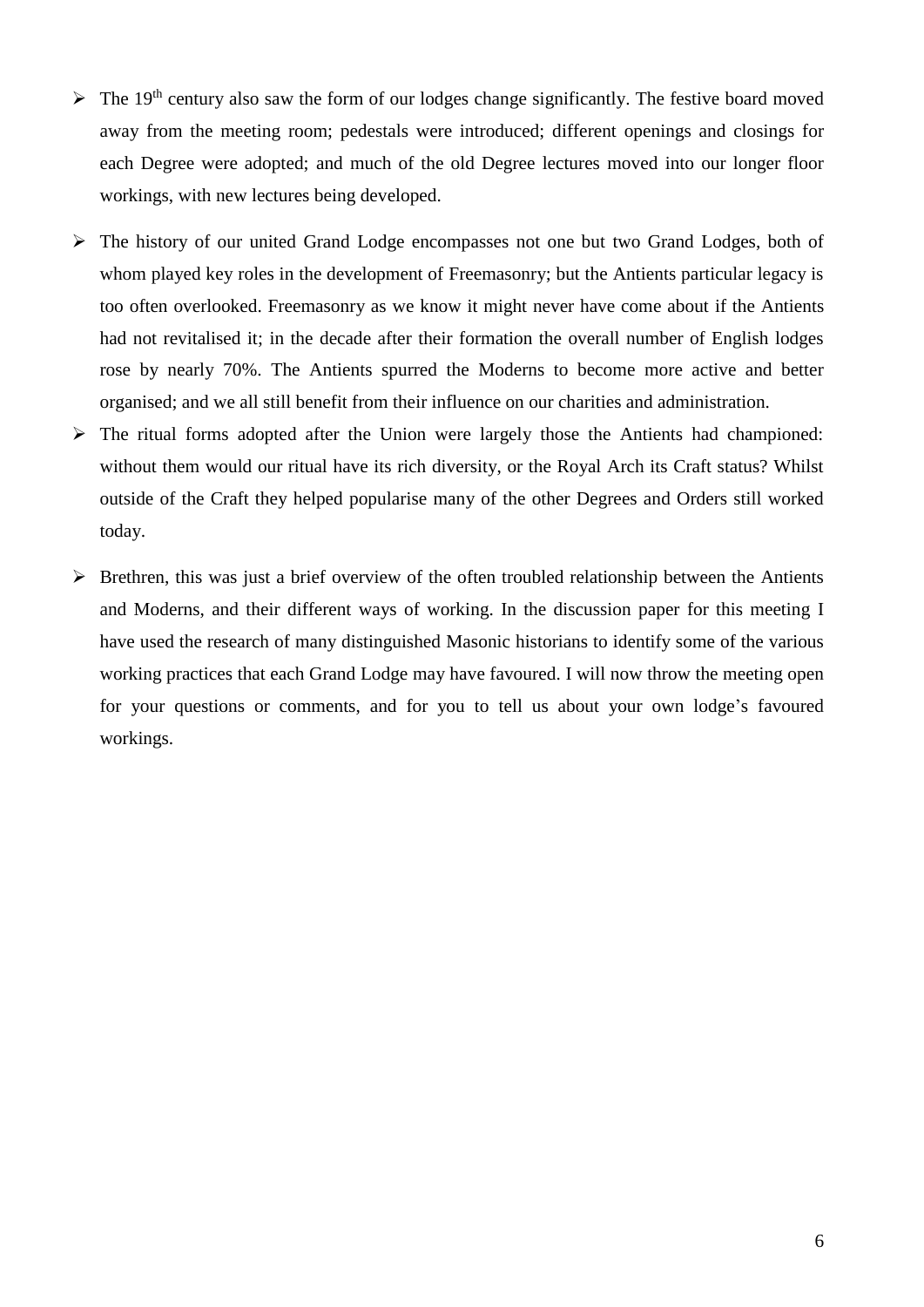- The 19th century also saw the form of our lodges change significantly. The festive board moved away from the meeting room; pedestals were introduced; different openings and closings for each Degree were adopted; and much of the old Degree lectures moved into our longer floor workings, with new lectures being developed.

- The history of our united Grand Lodge encompasses not one but two Grand Lodges, both of whom played key roles in the development of Freemasonry; but the Antients particular legacy is too often overlooked. Freemasonry as we know it might never have come about if the Antients had not revitalised it; in the decade after their formation the overall number of English lodges rose by nearly 70%. The Antients spurred the Moderns to become more active and better organised; and we all still benefit from their influence on our charities and administration.

- The ritual forms adopted after the Union were largely those the Antients had championed: without them would our ritual have its rich diversity, or the Royal Arch its Craft status? Whilst outside of the Craft they helped popularise many of the other Degrees and Orders still worked today.

- Brethren, this was just a brief overview of the often troubled relationship between the Antients and Moderns, and their different ways of working. In the discussion paper for this meeting I have used the research of many distinguished Masonic historians to identify some of the various working practices that each Grand Lodge may have favoured. I will now throw the meeting open for your questions or comments, and for you to tell us about your own lodge's favoured workings.